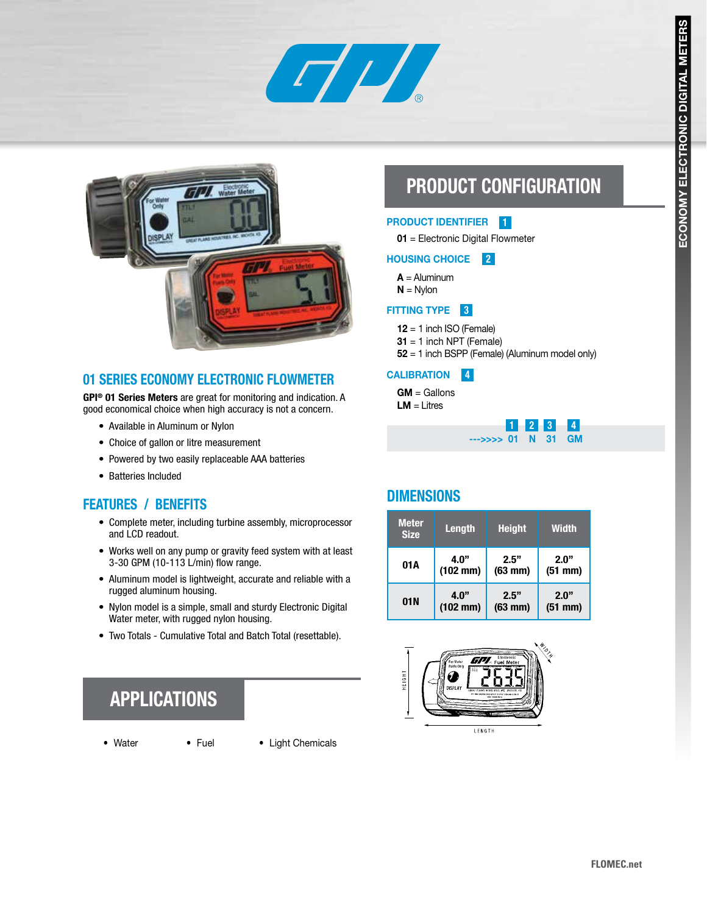# 01 SERIES ECONOMY ELECTRONIC FLOWMETER

**GPI® 01 Series Meters** are great for monitoring and indication. A good economical choice when high accuracy is not a concern.

- Available in Aluminum or Nylon
- Choice of gallon or litre measurement
- Powered by two easily replaceable AAA batteries
- Batteries Included

## FEATURES / BENEFITS

- Complete meter, including turbine assembly, microprocessor and LCD readout.
- Works well on any pump or gravity feed system with at least 3-30 GPM (10-113 L/min) flow range.
- Aluminum model is lightweight, accurate and reliable with a rugged aluminum housing.
- Nylon model is a simple, small and sturdy Electronic Digital Water meter, with rugged nylon housing.
- Two Totals - Cumulative Total and Batch Total (resettable).

## APPLICATIONS

- Water
- Fuel
- Light Chemicals

## PRODUCT CONFIGURATION

**PRODUCT IDENTIFIER** 1

**01** = Electronic Digital Flowmeter

**HOUSING CHOICE** 2

**A** = Aluminum
**N** = Nylon

**FITTING TYPE** 3

**12** = 1 inch ISO (Female)
**31** = 1 inch NPT (Female)
**52** = 1 inch BSPP (Female) (Aluminum model only)

**CALIBRATION** 4

**GM** = Gallons
**LM** = Litres

| | 1 | 2 | 3 | 4 |
|---|---|---|---|---|
| --->>>> | 01 | N | 31 | GM |

## DIMENSIONS

| Meter Size | Length | Height | Width |
|---|---|---|---|
| 01A | 4.0" (102 mm) | 2.5" (63 mm) | 2.0" (51 mm) |
| 01N | 4.0" (102 mm) | 2.5" (63 mm) | 2.0" (51 mm) |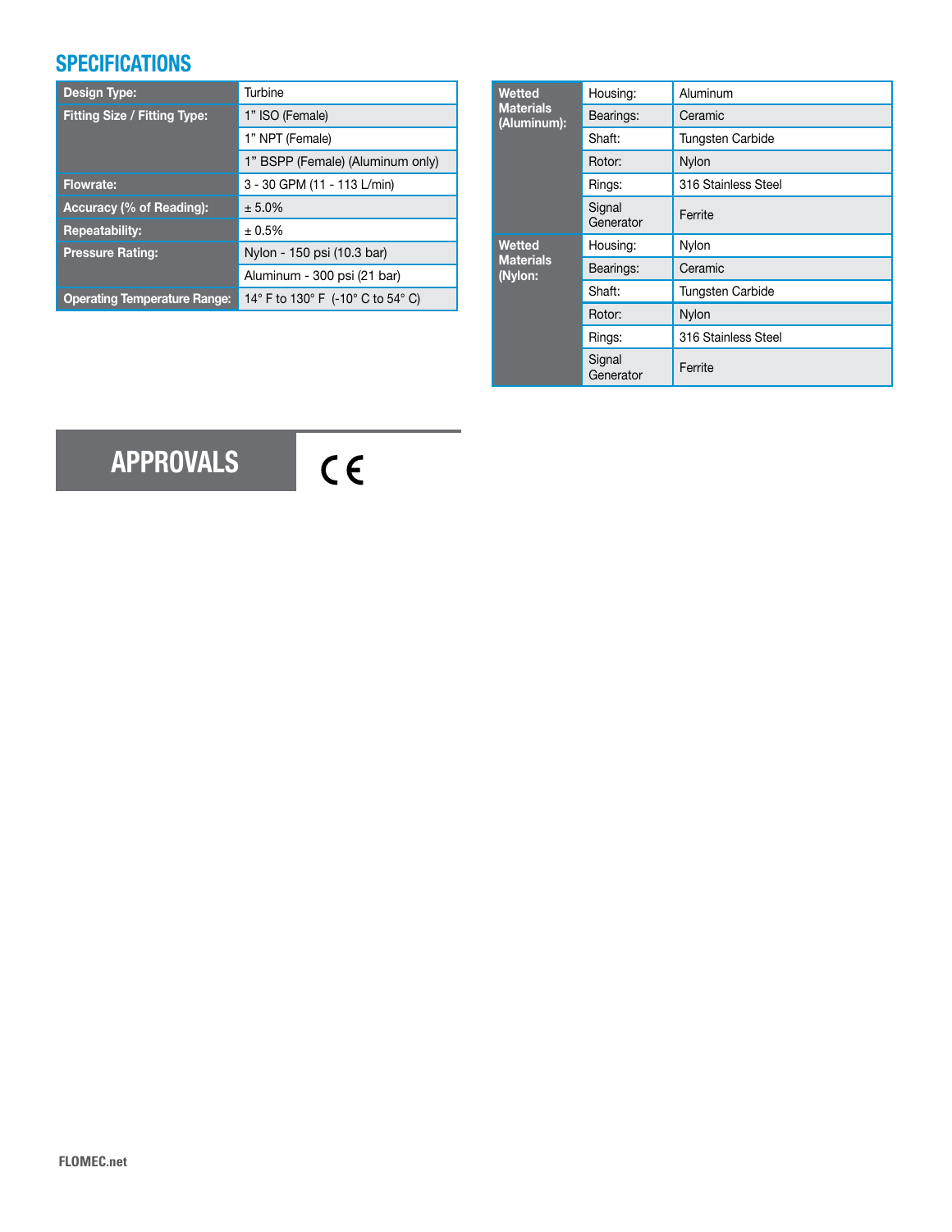## SPECIFICATIONS

| | |
|---|---|
| **Design Type:** | Turbine |
| **Fitting Size / Fitting Type:** | 1" ISO (Female) |
| | 1" NPT (Female) |
| | 1" BSPP (Female) (Aluminum only) |
| **Flowrate:** | 3 - 30 GPM (11 - 113 L/min) |
| **Accuracy (% of Reading):** | ± 5.0% |
| **Repeatability:** | ± 0.5% |
| **Pressure Rating:** | Nylon - 150 psi (10.3 bar) |
| | Aluminum - 300 psi (21 bar) |
| **Operating Temperature Range:** | 14° F to 130° F (-10° C to 54° C) |

| | | |
|---|---|---|
| **Wetted Materials (Aluminum):** | Housing: | Aluminum |
| | Bearings: | Ceramic |
| | Shaft: | Tungsten Carbide |
| | Rotor: | Nylon |
| | Rings: | 316 Stainless Steel |
| | Signal Generator | Ferrite |
| **Wetted Materials (Nylon:** | Housing: | Nylon |
| | Bearings: | Ceramic |
| | Shaft: | Tungsten Carbide |
| | Rotor: | Nylon |
| | Rings: | 316 Stainless Steel |
| | Signal Generator | Ferrite |

## APPROVALS

CE

FLOMEC.net